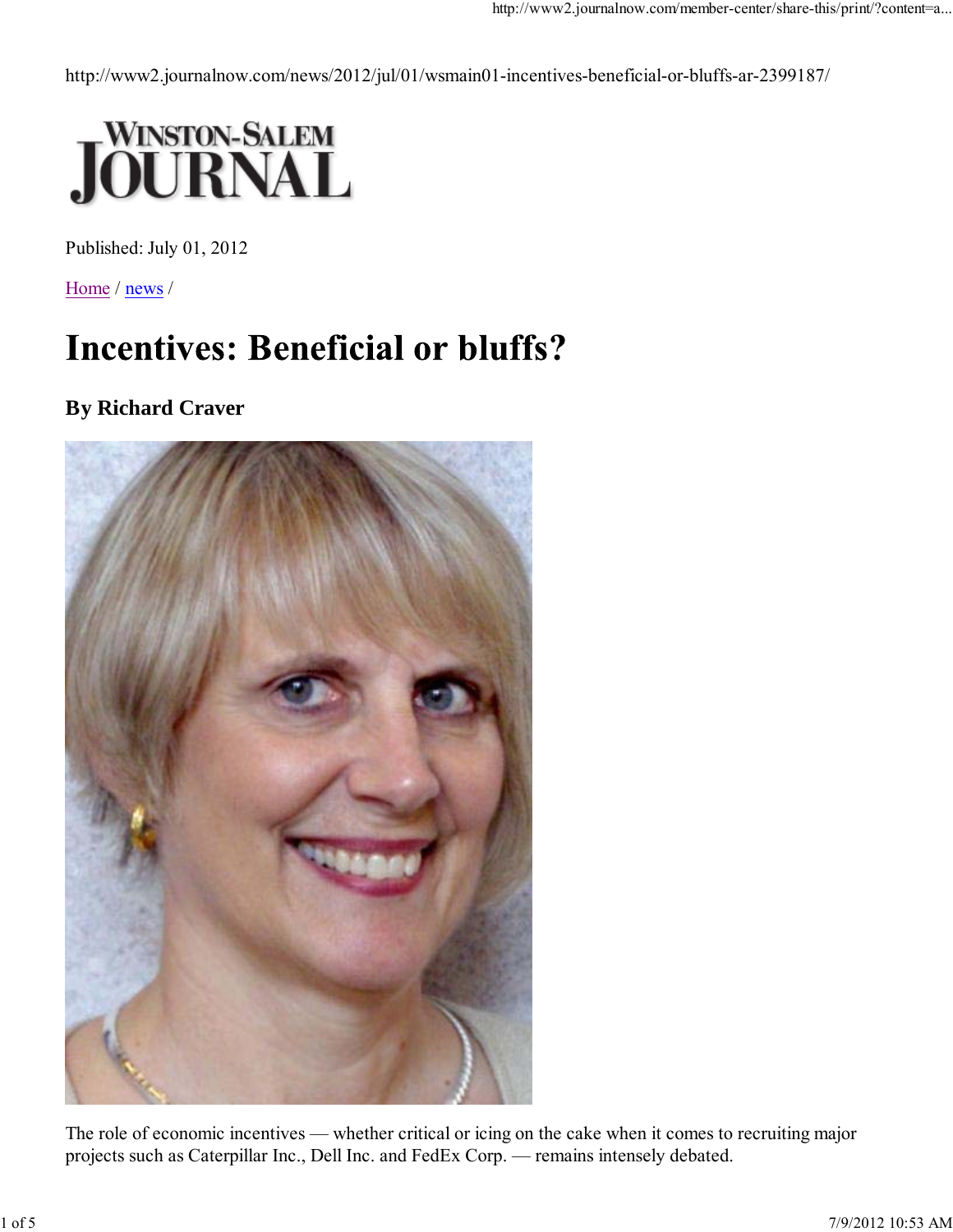http://www2.journalnow.com/news/2012/jul/01/wsmain01-incentives-beneficial-or-bluffs-ar-2399187/

Winston-Salem Journal

Published: July 01, 2012

Home / news /

# Incentives: Beneficial or bluffs?

### By Richard Craver

The role of economic incentives — whether critical or icing on the cake when it comes to recruiting major projects such as Caterpillar Inc., Dell Inc. and FedEx Corp. — remains intensely debated.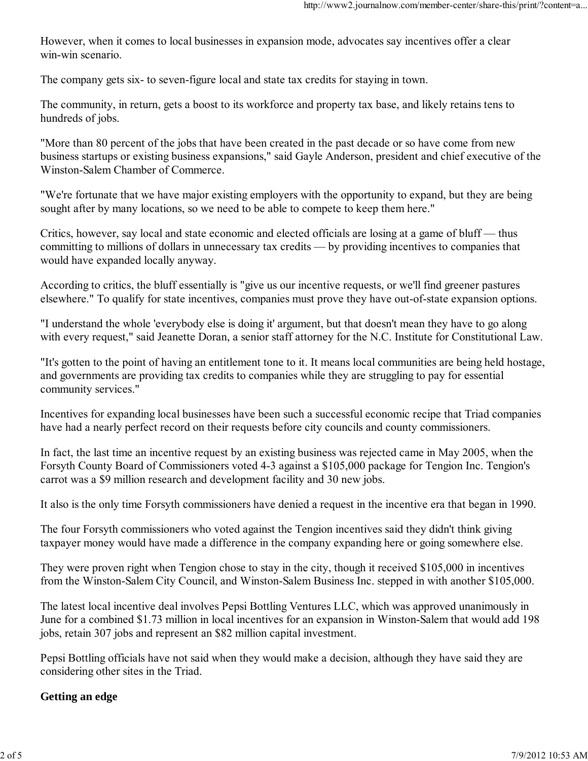However, when it comes to local businesses in expansion mode, advocates say incentives offer a clear win-win scenario.

The company gets six- to seven-figure local and state tax credits for staying in town.

The community, in return, gets a boost to its workforce and property tax base, and likely retains tens to hundreds of jobs.

"More than 80 percent of the jobs that have been created in the past decade or so have come from new business startups or existing business expansions," said Gayle Anderson, president and chief executive of the Winston-Salem Chamber of Commerce.

"We're fortunate that we have major existing employers with the opportunity to expand, but they are being sought after by many locations, so we need to be able to compete to keep them here."

Critics, however, say local and state economic and elected officials are losing at a game of bluff — thus committing to millions of dollars in unnecessary tax credits — by providing incentives to companies that would have expanded locally anyway.

According to critics, the bluff essentially is "give us our incentive requests, or we'll find greener pastures elsewhere." To qualify for state incentives, companies must prove they have out-of-state expansion options.

"I understand the whole 'everybody else is doing it' argument, but that doesn't mean they have to go along with every request," said Jeanette Doran, a senior staff attorney for the N.C. Institute for Constitutional Law.

"It's gotten to the point of having an entitlement tone to it. It means local communities are being held hostage, and governments are providing tax credits to companies while they are struggling to pay for essential community services."

Incentives for expanding local businesses have been such a successful economic recipe that Triad companies have had a nearly perfect record on their requests before city councils and county commissioners.

In fact, the last time an incentive request by an existing business was rejected came in May 2005, when the Forsyth County Board of Commissioners voted 4-3 against a $105,000 package for Tengion Inc. Tengion's carrot was a $9 million research and development facility and 30 new jobs.

It also is the only time Forsyth commissioners have denied a request in the incentive era that began in 1990.

The four Forsyth commissioners who voted against the Tengion incentives said they didn't think giving taxpayer money would have made a difference in the company expanding here or going somewhere else.

They were proven right when Tengion chose to stay in the city, though it received $105,000 in incentives from the Winston-Salem City Council, and Winston-Salem Business Inc. stepped in with another $105,000.

The latest local incentive deal involves Pepsi Bottling Ventures LLC, which was approved unanimously in June for a combined $1.73 million in local incentives for an expansion in Winston-Salem that would add 198 jobs, retain 307 jobs and represent an $82 million capital investment.

Pepsi Bottling officials have not said when they would make a decision, although they have said they are considering other sites in the Triad.

**Getting an edge**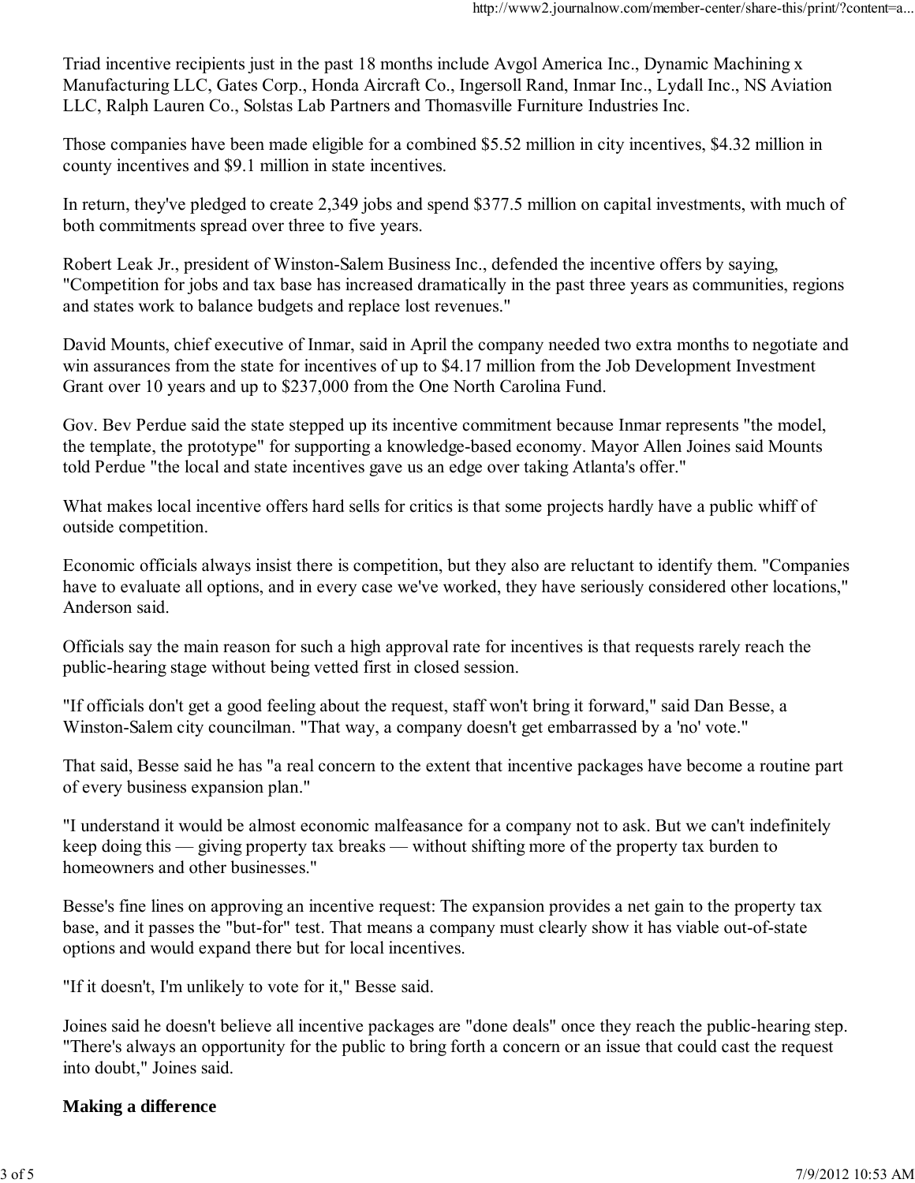Triad incentive recipients just in the past 18 months include Avgol America Inc., Dynamic Machining x Manufacturing LLC, Gates Corp., Honda Aircraft Co., Ingersoll Rand, Inmar Inc., Lydall Inc., NS Aviation LLC, Ralph Lauren Co., Solstas Lab Partners and Thomasville Furniture Industries Inc.

Those companies have been made eligible for a combined $5.52 million in city incentives, $4.32 million in county incentives and $9.1 million in state incentives.

In return, they've pledged to create 2,349 jobs and spend $377.5 million on capital investments, with much of both commitments spread over three to five years.

Robert Leak Jr., president of Winston-Salem Business Inc., defended the incentive offers by saying, "Competition for jobs and tax base has increased dramatically in the past three years as communities, regions and states work to balance budgets and replace lost revenues."

David Mounts, chief executive of Inmar, said in April the company needed two extra months to negotiate and win assurances from the state for incentives of up to $4.17 million from the Job Development Investment Grant over 10 years and up to $237,000 from the One North Carolina Fund.

Gov. Bev Perdue said the state stepped up its incentive commitment because Inmar represents "the model, the template, the prototype" for supporting a knowledge-based economy. Mayor Allen Joines said Mounts told Perdue "the local and state incentives gave us an edge over taking Atlanta's offer."

What makes local incentive offers hard sells for critics is that some projects hardly have a public whiff of outside competition.

Economic officials always insist there is competition, but they also are reluctant to identify them. "Companies have to evaluate all options, and in every case we've worked, they have seriously considered other locations," Anderson said.

Officials say the main reason for such a high approval rate for incentives is that requests rarely reach the public-hearing stage without being vetted first in closed session.

"If officials don't get a good feeling about the request, staff won't bring it forward," said Dan Besse, a Winston-Salem city councilman. "That way, a company doesn't get embarrassed by a 'no' vote."

That said, Besse said he has "a real concern to the extent that incentive packages have become a routine part of every business expansion plan."

"I understand it would be almost economic malfeasance for a company not to ask. But we can't indefinitely keep doing this — giving property tax breaks — without shifting more of the property tax burden to homeowners and other businesses."

Besse's fine lines on approving an incentive request: The expansion provides a net gain to the property tax base, and it passes the "but-for" test. That means a company must clearly show it has viable out-of-state options and would expand there but for local incentives.

"If it doesn't, I'm unlikely to vote for it," Besse said.

Joines said he doesn't believe all incentive packages are "done deals" once they reach the public-hearing step. "There's always an opportunity for the public to bring forth a concern or an issue that could cast the request into doubt," Joines said.

**Making a difference**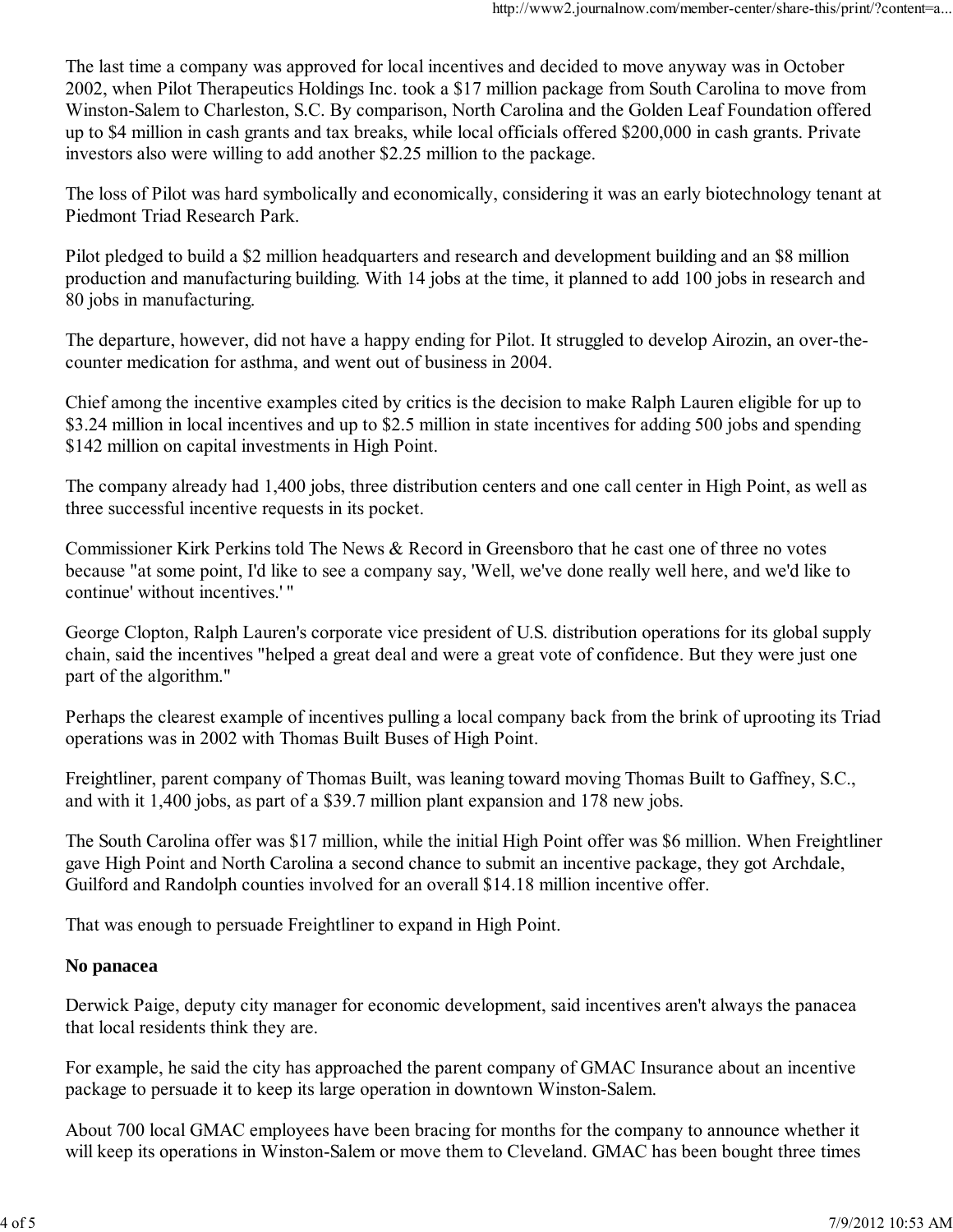The last time a company was approved for local incentives and decided to move anyway was in October 2002, when Pilot Therapeutics Holdings Inc. took a $17 million package from South Carolina to move from Winston-Salem to Charleston, S.C. By comparison, North Carolina and the Golden Leaf Foundation offered up to $4 million in cash grants and tax breaks, while local officials offered $200,000 in cash grants. Private investors also were willing to add another $2.25 million to the package.

The loss of Pilot was hard symbolically and economically, considering it was an early biotechnology tenant at Piedmont Triad Research Park.

Pilot pledged to build a $2 million headquarters and research and development building and an $8 million production and manufacturing building. With 14 jobs at the time, it planned to add 100 jobs in research and 80 jobs in manufacturing.

The departure, however, did not have a happy ending for Pilot. It struggled to develop Airozin, an over-the-counter medication for asthma, and went out of business in 2004.

Chief among the incentive examples cited by critics is the decision to make Ralph Lauren eligible for up to $3.24 million in local incentives and up to $2.5 million in state incentives for adding 500 jobs and spending $142 million on capital investments in High Point.

The company already had 1,400 jobs, three distribution centers and one call center in High Point, as well as three successful incentive requests in its pocket.

Commissioner Kirk Perkins told The News & Record in Greensboro that he cast one of three no votes because "at some point, I'd like to see a company say, 'Well, we've done really well here, and we'd like to continue' without incentives.' "

George Clopton, Ralph Lauren's corporate vice president of U.S. distribution operations for its global supply chain, said the incentives "helped a great deal and were a great vote of confidence. But they were just one part of the algorithm."

Perhaps the clearest example of incentives pulling a local company back from the brink of uprooting its Triad operations was in 2002 with Thomas Built Buses of High Point.

Freightliner, parent company of Thomas Built, was leaning toward moving Thomas Built to Gaffney, S.C., and with it 1,400 jobs, as part of a $39.7 million plant expansion and 178 new jobs.

The South Carolina offer was $17 million, while the initial High Point offer was $6 million. When Freightliner gave High Point and North Carolina a second chance to submit an incentive package, they got Archdale, Guilford and Randolph counties involved for an overall $14.18 million incentive offer.

That was enough to persuade Freightliner to expand in High Point.

**No panacea**

Derwick Paige, deputy city manager for economic development, said incentives aren't always the panacea that local residents think they are.

For example, he said the city has approached the parent company of GMAC Insurance about an incentive package to persuade it to keep its large operation in downtown Winston-Salem.

About 700 local GMAC employees have been bracing for months for the company to announce whether it will keep its operations in Winston-Salem or move them to Cleveland. GMAC has been bought three times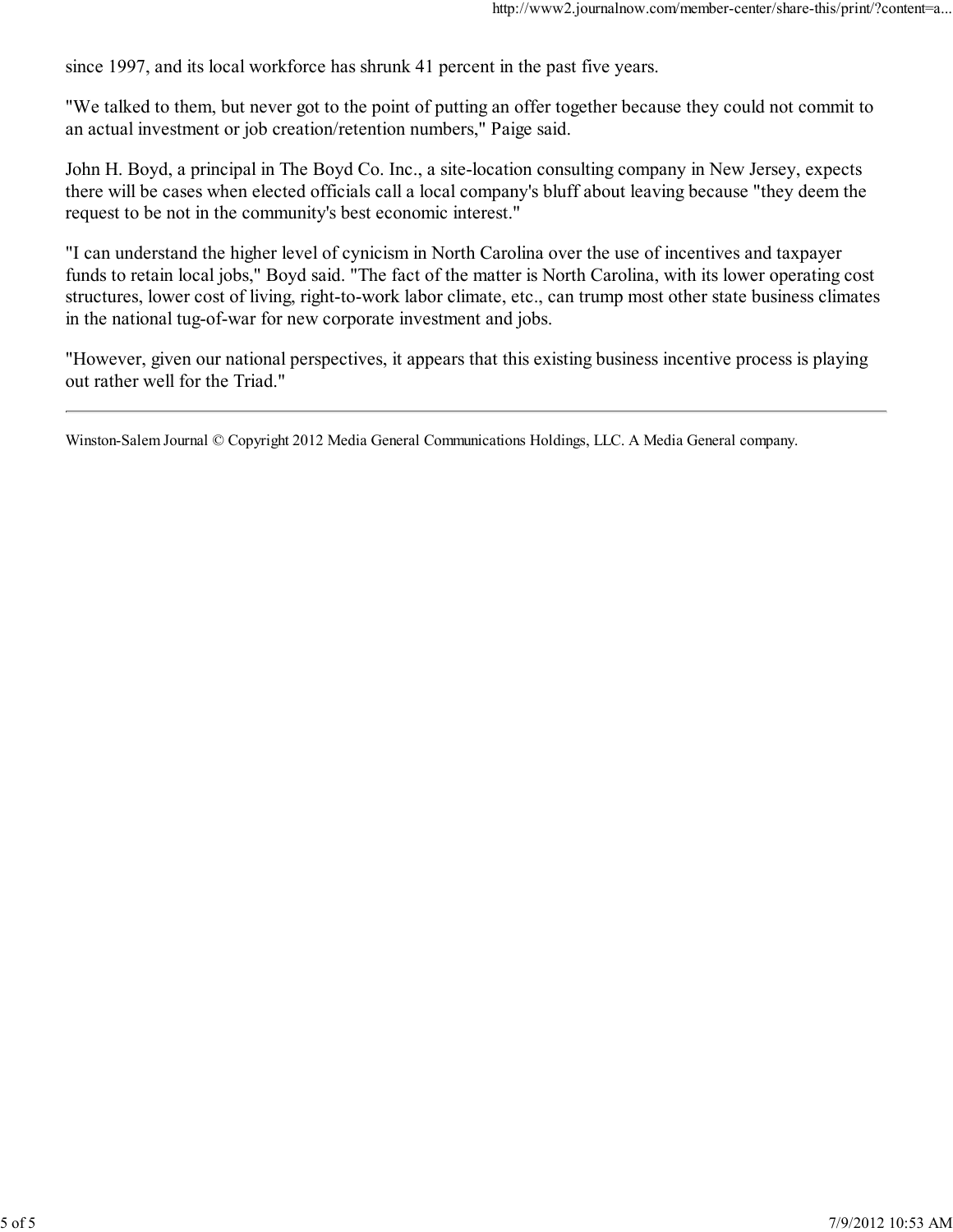since 1997, and its local workforce has shrunk 41 percent in the past five years.

"We talked to them, but never got to the point of putting an offer together because they could not commit to an actual investment or job creation/retention numbers," Paige said.

John H. Boyd, a principal in The Boyd Co. Inc., a site-location consulting company in New Jersey, expects there will be cases when elected officials call a local company's bluff about leaving because "they deem the request to be not in the community's best economic interest."

"I can understand the higher level of cynicism in North Carolina over the use of incentives and taxpayer funds to retain local jobs," Boyd said. "The fact of the matter is North Carolina, with its lower operating cost structures, lower cost of living, right-to-work labor climate, etc., can trump most other state business climates in the national tug-of-war for new corporate investment and jobs.

"However, given our national perspectives, it appears that this existing business incentive process is playing out rather well for the Triad."

---

Winston-Salem Journal © Copyright 2012 Media General Communications Holdings, LLC. A Media General company.